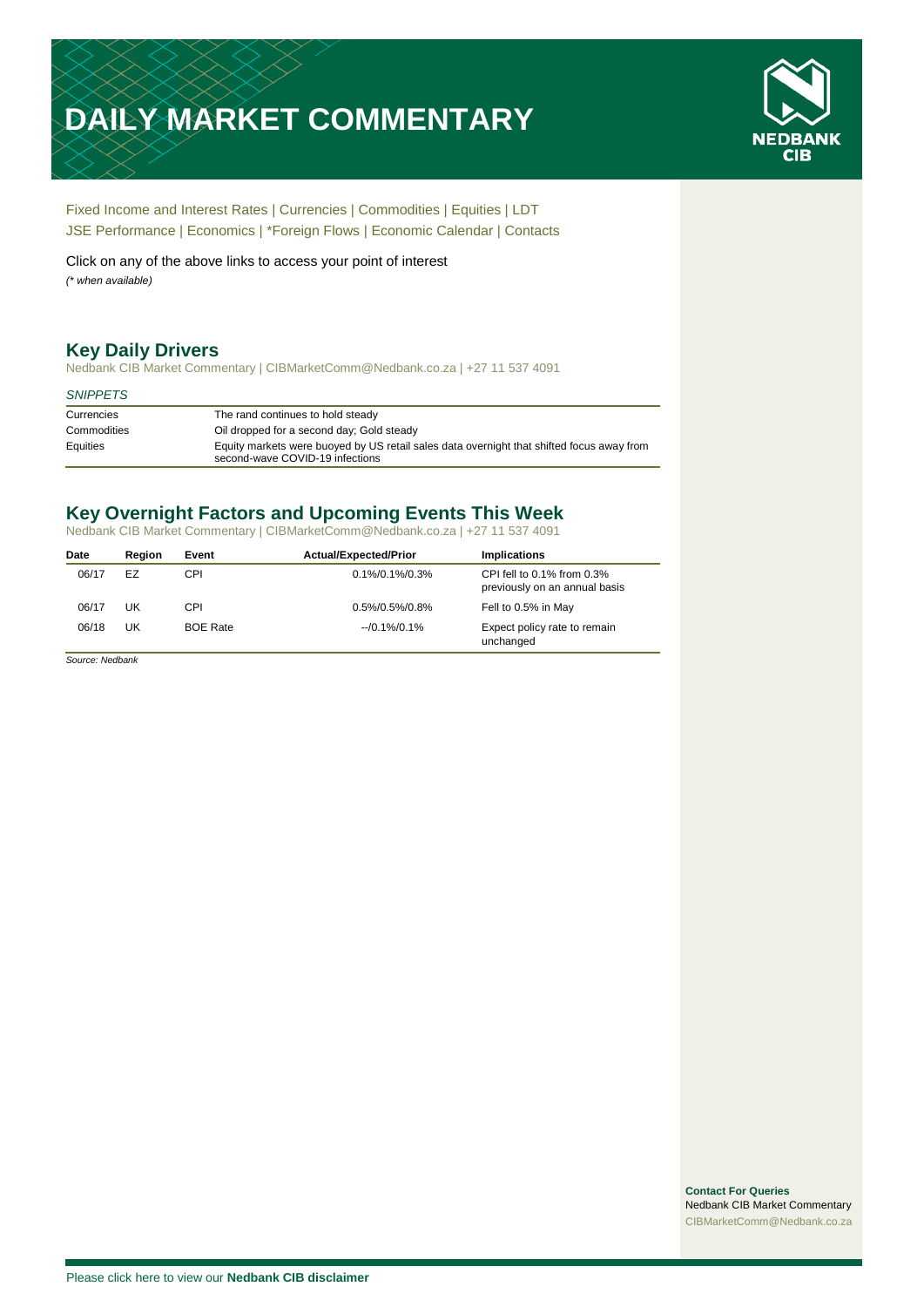# DAILY MARKET COMMENTARY

Fixed Income and Interest Rates | Currencies | Commodities | Equities | LDT
JSE Performance | Economics | *Foreign Flows | Economic Calendar | Contacts

Click on any of the above links to access your point of interest

*(* when available)*

## Key Daily Drivers

Nedbank CIB Market Commentary | CIBMarketComm@Nedbank.co.za | +27 11 537 4091

*SNIPPETS*

| | |
|---|---|
| Currencies | The rand continues to hold steady |
| Commodities | Oil dropped for a second day; Gold steady |
| Equities | Equity markets were buoyed by US retail sales data overnight that shifted focus away from second-wave COVID-19 infections |

## Key Overnight Factors and Upcoming Events This Week

Nedbank CIB Market Commentary | CIBMarketComm@Nedbank.co.za | +27 11 537 4091

| Date | Region | Event | Actual/Expected/Prior | Implications |
|---|---|---|---|---|
| 06/17 | EZ | CPI | 0.1%/0.1%/0.3% | CPI fell to 0.1% from 0.3% previously on an annual basis |
| 06/17 | UK | CPI | 0.5%/0.5%/0.8% | Fell to 0.5% in May |
| 06/18 | UK | BOE Rate | --/0.1%/0.1% | Expect policy rate to remain unchanged |

*Source: Nedbank*

**Contact For Queries**
Nedbank CIB Market Commentary
CIBMarketComm@Nedbank.co.za

Please click here to view our **Nedbank CIB disclaimer**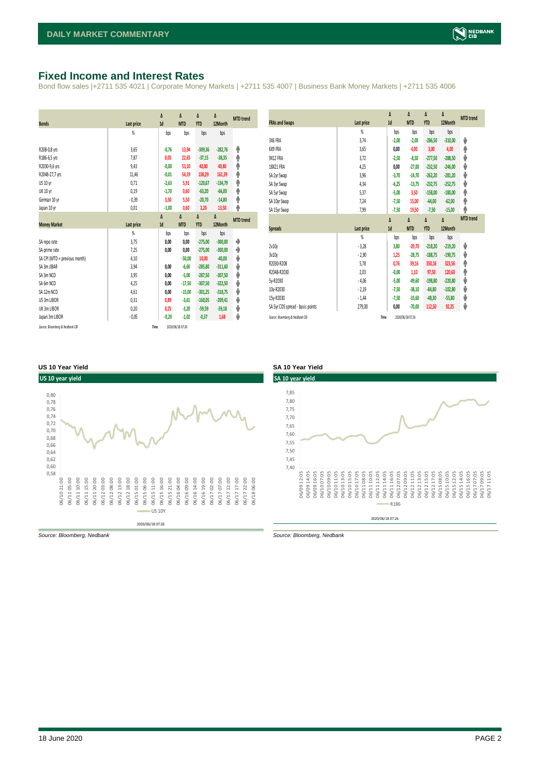# Fixed Income and Interest Rates

Bond flow sales |+2711 535 4021 | Corporate Money Markets | +2711 535 4007 | Business Bank Money Markets | +2711 535 4006

| Bonds | Last price | Δ 1d | Δ MTD | Δ YTD | Δ 12Month | MTD trend |
|---|---|---|---|---|---|---|
| | % | bps | bps | bps | bps | |
| R208-0,8 yrs | 3,65 | -0,76 | 13,94 | -309,36 | -282,76 | ↑ |
| R186-6,5 yrs | 7,87 | 0,05 | 22,65 | -37,15 | -38,35 | ↑ |
| R2030-9,6 yrs | 9,43 | -0,00 | 53,10 | 40,80 | 40,80 | ↑ |
| R2048-27,7 yrs | 11,46 | -0,01 | 54,19 | 138,29 | 161,39 | ↑ |
| US 10 yr | 0,71 | -2,63 | 5,91 | -120,67 | -134,79 | ↑ |
| UK 10 yr | 0,19 | -1,70 | 0,60 | -63,20 | -66,00 | ↑ |
| German 10 yr | -0,39 | 3,50 | 5,50 | -20,70 | -14,80 | ↑ |
| Japan 10 yr | 0,01 | -1,00 | 0,60 | 2,20 | 13,50 | ↑ |

| Money Market | Last price | Δ 1d | Δ MTD | Δ YTD | Δ 12Month | MTD trend |
|---|---|---|---|---|---|---|
| | % | bps | bps | bps | bps | |
| SA repo rate | 3,75 | 0,00 | 0,00 | -275,00 | -300,00 | → |
| SA prime rate | 7,25 | 0,00 | 0,00 | -275,00 | -300,00 | → |
| SA CPI (MTD = previous month) | 4,10 | | -50,00 | 10,00 | -40,00 | ↓ |
| SA 3m JIBAR | 3,94 | 0,00 | -6,60 | -285,80 | -311,60 | ↓ |
| SA 3m NCD | 3,95 | 0,00 | -5,00 | -287,50 | -307,50 | ↓ |
| SA 6m NCD | 4,25 | 0,00 | -17,50 | -307,50 | -322,50 | ↓ |
| SA 12m NCD | 4,61 | 0,00 | -15,00 | -301,25 | -318,75 | ↓ |
| US 3m LIBOR | 0,31 | 0,89 | -3,61 | -160,05 | -209,41 | ↓ |
| UK 3m LIBOR | 0,20 | 0,25 | -3,20 | -59,59 | -59,18 | ↓ |
| Japan 3m LIBOR | -0,05 | -0,20 | -1,02 | -0,37 | 1,68 | ↓ |

Source: Bloomberg & Nedbank CIB — Time 2020/06/18 07:26

| FRAs and Swaps | Last price | Δ 1d | Δ MTD | Δ YTD | Δ 12Month | MTD trend |
|---|---|---|---|---|---|---|
| | % | bps | bps | bps | bps | |
| 3X6 FRA | 3,74 | -2,00 | -2,00 | -286,50 | -310,00 | ↓ |
| 6X9 FRA | 3,65 | 0,00 | 4,00 | 3,00 | 4,00 | ↑ |
| 9X12 FRA | 3,72 | -2,50 | -8,50 | -277,50 | -288,50 | ↓ |
| 18X21 FRA | 4,25 | 0,00 | -27,00 | -232,50 | -246,00 | ↓ |
| SA 2yr Swap | 3,96 | -3,70 | -14,70 | -262,20 | -281,20 | ↓ |
| SA 3yr Swap | 4,34 | -6,25 | -13,75 | -232,75 | -252,75 | ↓ |
| SA 5yr Swap | 5,37 | -5,00 | 3,50 | -158,00 | -180,00 | ↑ |
| SA 10yr Swap | 7,24 | -7,50 | 15,00 | -44,00 | -62,00 | ↑ |
| SA 15yr Swap | 7,99 | -7,50 | 19,50 | -7,50 | -15,00 | ↑ |

| Spreads | Last price | Δ 1d | Δ MTD | Δ YTD | Δ 12Month | MTD trend |
|---|---|---|---|---|---|---|
| | % | bps | bps | bps | bps | |
| 2v10y | -3,28 | 3,80 | -29,70 | -218,20 | -219,20 | ↓ |
| 3v10y | -2,90 | 1,25 | -28,75 | -188,75 | -190,75 | ↓ |
| R2030-R208 | 5,78 | 0,76 | 39,16 | 350,16 | 323,56 | ↑ |
| R2048-R2030 | 2,03 | -0,00 | 1,10 | 97,50 | 120,60 | ↑ |
| 5y-R2030 | -4,06 | -5,00 | -49,60 | -198,80 | -220,80 | ↓ |
| 10y-R2030 | -2,19 | -7,50 | -38,10 | -84,80 | -102,80 | ↓ |
| 15y-R2030 | -1,44 | -7,50 | -33,60 | -48,30 | -55,80 | ↓ |
| SA 5yr CDS spread - basis points | 279,00 | 0,00 | -70,00 | 112,50 | 92,25 | ↓ |

Source: Bloomberg & Nedbank CIB — Time 2020/06/18 07:26

### US 10 Year Yield

Source: Bloomberg, Nedbank

### SA 10 Year Yield

Source: Bloomberg, Nedbank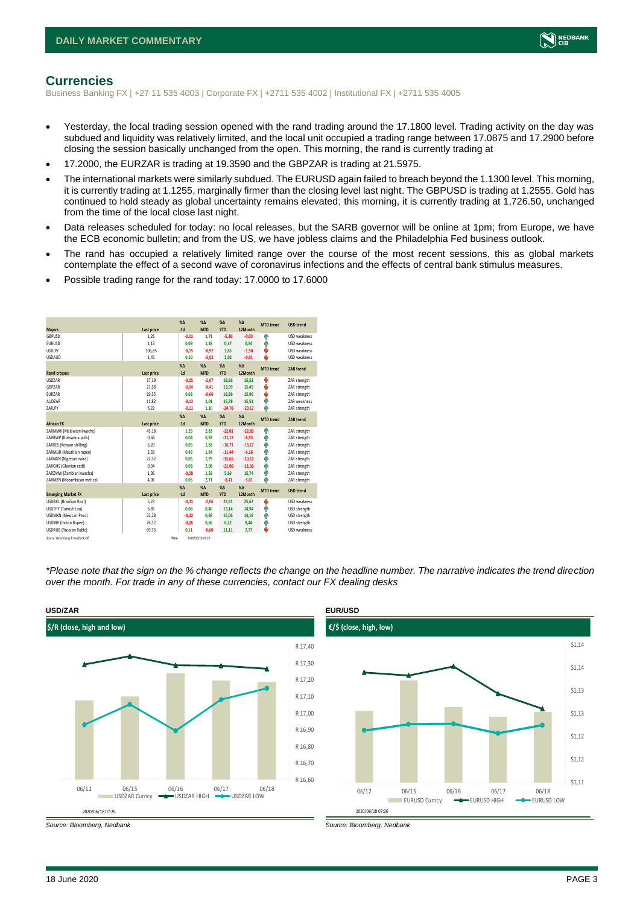# Currencies

Business Banking FX | +27 11 535 4003 | Corporate FX | +2711 535 4002 | Institutional FX | +2711 535 4005

- Yesterday, the local trading session opened with the rand trading around the 17.1800 level. Trading activity on the day was subdued and liquidity was relatively limited, and the local unit occupied a trading range between 17.0875 and 17.2900 before closing the session basically unchanged from the open. This morning, the rand is currently trading at
- 17.2000, the EURZAR is trading at 19.3590 and the GBPZAR is trading at 21.5975.
- The international markets were similarly subdued. The EURUSD again failed to breach beyond the 1.1300 level. This morning, it is currently trading at 1.1255, marginally firmer than the closing level last night. The GBPUSD is trading at 1.2555. Gold has continued to hold steady as global uncertainty remains elevated; this morning, it is currently trading at 1,726.50, unchanged from the time of the local close last night.
- Data releases scheduled for today: no local releases, but the SARB governor will be online at 1pm; from Europe, we have the ECB economic bulletin; and from the US, we have jobless claims and the Philadelphia Fed business outlook.
- The rand has occupied a relatively limited range over the course of the most recent sessions, this as global markets contemplate the effect of a second wave of coronavirus infections and the effects of central bank stimulus measures.
- Possible trading range for the rand today: 17.0000 to 17.6000

| Majors | Last price | %Δ -1d | %Δ MTD | %Δ YTD | %Δ 12Month | MTD trend | USD trend |
|---|---|---|---|---|---|---|---|
| GBPUSD | 1,26 | -0,01 | 1,71 | -5,30 | -0,03 | ↑ | USD weakness |
| EURUSD | 1,13 | 0,09 | 1,38 | 0,37 | 0,54 | ↑ | USD weakness |
| USDJPY | 106,85 | -0,15 | -0,92 | 1,65 | -1,50 | ↓ | USD weakness |
| USDAUD | 1,45 | 0,10 | -3,03 | 2,02 | -0,01 | ↓ | USD weakness |
| **Rand crosses** | **Last price** | **%Δ -1d** | **%Δ MTD** | **%Δ YTD** | **%Δ 12Month** | **MTD trend** | **ZAR trend** |
| USDZAR | 17,19 | -0,05 | -2,07 | 18,56 | 15,52 | ↓ | ZAR strength |
| GBPZAR | 21,58 | -0,04 | -0,41 | 13,99 | 15,49 | ↓ | ZAR strength |
| EURZAR | 19,35 | 0,03 | -0,66 | 18,86 | 15,96 | ↓ | ZAR strength |
| AUDZAR | 11,82 | -0,13 | 1,01 | 16,78 | 15,51 | ↑ | ZAR weakness |
| ZARJPY | 6,22 | -0,11 | 1,10 | -24,76 | -20,17 | ↑ | ZAR strength |
| **African FX** | **Last price** | **%Δ -1d** | **%Δ MTD** | **%Δ YTD** | **%Δ 12Month** | **MTD trend** | **ZAR trend** |
| ZARMWK (Malawian kwacha) | 43,18 | 1,25 | 2,83 | -22,01 | -22,83 | ↑ | ZAR strength |
| ZARBWP (Botswana pula) | 0,68 | 0,04 | 0,92 | -11,12 | -8,93 | ↑ | ZAR strength |
| ZARKES (Kenyan shilling) | 6,20 | 0,05 | 1,82 | -16,71 | -13,17 | ↑ | ZAR strength |
| ZARMUR (Mauritian rupee) | 2,33 | 0,45 | 1,64 | -11,44 | -6,16 | ↑ | ZAR strength |
| ZARNGN (Nigerian naira) | 22,52 | 0,05 | 1,79 | -15,65 | -10,17 | ↑ | ZAR strength |
| ZARGHS (Ghanian cedi) | 0,34 | 0,03 | 2,08 | -21,00 | -11,56 | ↑ | ZAR strength |
| ZARZMW (Zambian kwacha) | 1,06 | -0,08 | 1,59 | 5,63 | 15,74 | ↑ | ZAR strength |
| ZARMZN (Mozambican metical) | 4,06 | 0,05 | 2,71 | -8,41 | -5,01 | ↑ | ZAR strength |
| **Emerging Market FX** | **Last price** | **%Δ -1d** | **%Δ MTD** | **%Δ YTD** | **%Δ 12Month** | **MTD trend** | **USD trend** |
| USDBRL (Brazilian Real) | 5,23 | -0,31 | -2,06 | 22,91 | 25,62 | ↓ | USD weakness |
| USDTRY (Turkish Lira) | 6,85 | 0,08 | 0,40 | 13,14 | 14,94 | ↑ | USD strength |
| USDMXN (Mexican Peso) | 22,28 | -0,32 | 0,48 | 15,06 | 14,18 | ↑ | USD strength |
| USDINR (Indian Rupee) | 76,12 | -0,06 | 0,66 | 6,22 | 8,44 | ↑ | USD strength |
| USDRUB (Russian Ruble) | 69,73 | 0,11 | -0,60 | 11,11 | 7,77 | ↓ | USD weakness |

Source: Bloomberg & Nedbank CIB    Time    2020/06/18 07:26

*\*Please note that the sign on the % change reflects the change on the headline number. The narrative indicates the trend direction over the month. For trade in any of these currencies, contact our FX dealing desks*

**USD/ZAR**

$/R (close, high and low)

2020/06/18 07:26

Source: Bloomberg, Nedbank

**EUR/USD**

€/$ (close, high, low)

2020/06/18 07:26

Source: Bloomberg, Nedbank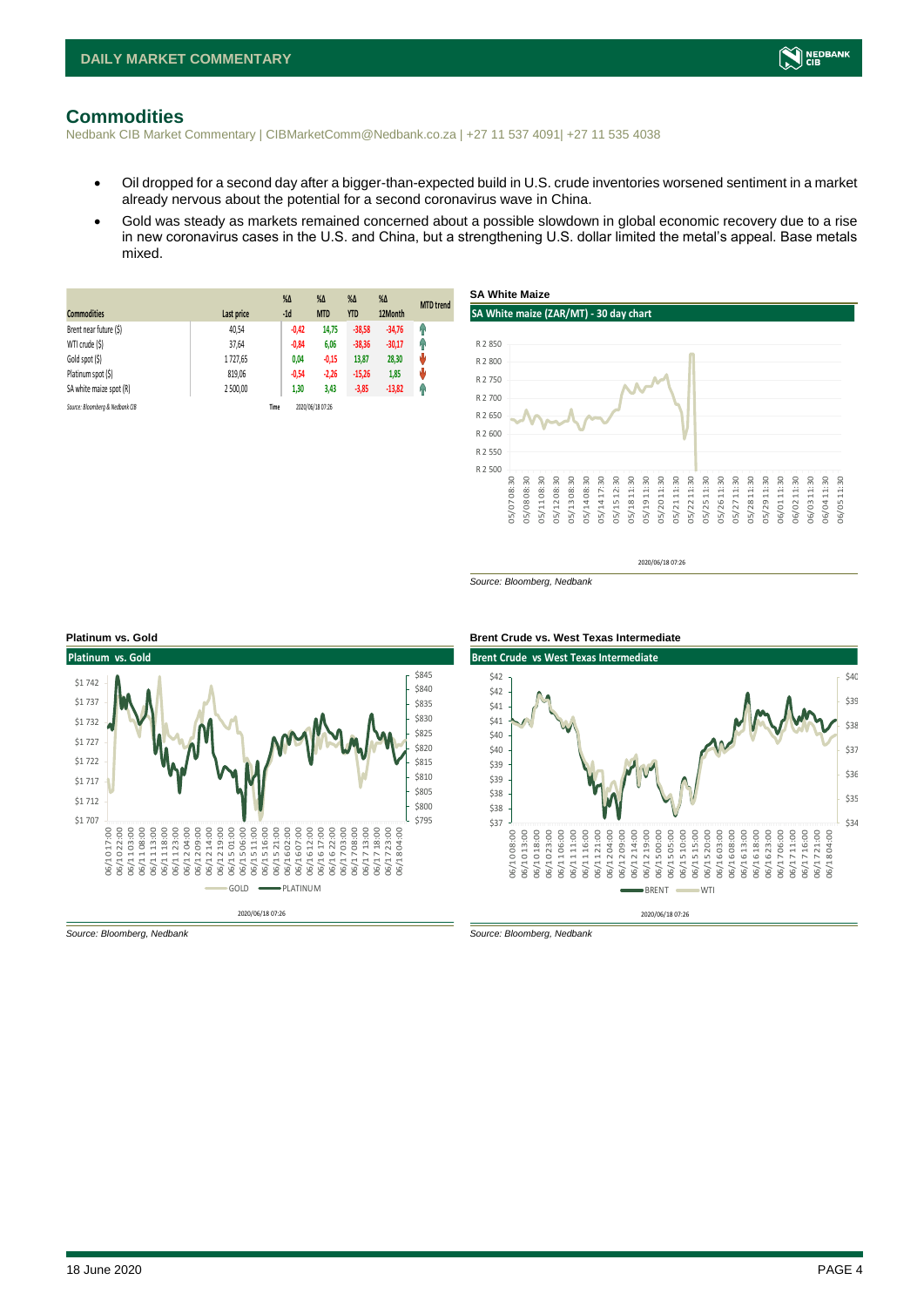## Commodities

Nedbank CIB Market Commentary | CIBMarketComm@Nedbank.co.za | +27 11 537 4091| +27 11 535 4038

- Oil dropped for a second day after a bigger-than-expected build in U.S. crude inventories worsened sentiment in a market already nervous about the potential for a second coronavirus wave in China.
- Gold was steady as markets remained concerned about a possible slowdown in global economic recovery due to a rise in new coronavirus cases in the U.S. and China, but a strengthening U.S. dollar limited the metal's appeal. Base metals mixed.

| Commodities | Last price | %Δ -1d | %Δ MTD | %Δ YTD | %Δ 12Month | MTD trend |
|---|---|---|---|---|---|---|
| Brent near future ($) | 40,54 | -0,42 | 14,75 | -38,58 | -34,76 | ↑ |
| WTI crude ($) | 37,64 | -0,84 | 6,06 | -38,36 | -30,17 | ↑ |
| Gold spot ($) | 1 727,65 | 0,04 | -0,15 | 13,87 | 28,30 | ↓ |
| Platinum spot ($) | 819,06 | -0,54 | -2,26 | -15,26 | 1,85 | ↓ |
| SA white maize spot (R) | 2 500,00 | 1,30 | 3,43 | -3,85 | -13,82 | ↑ |

*Source: Bloomberg & Nedbank CIB* Time 2020/06/18 07:26

**SA White Maize**

*Source: Bloomberg, Nedbank*

**Platinum vs. Gold**

*Source: Bloomberg, Nedbank*

**Brent Crude vs. West Texas Intermediate**

*Source: Bloomberg, Nedbank*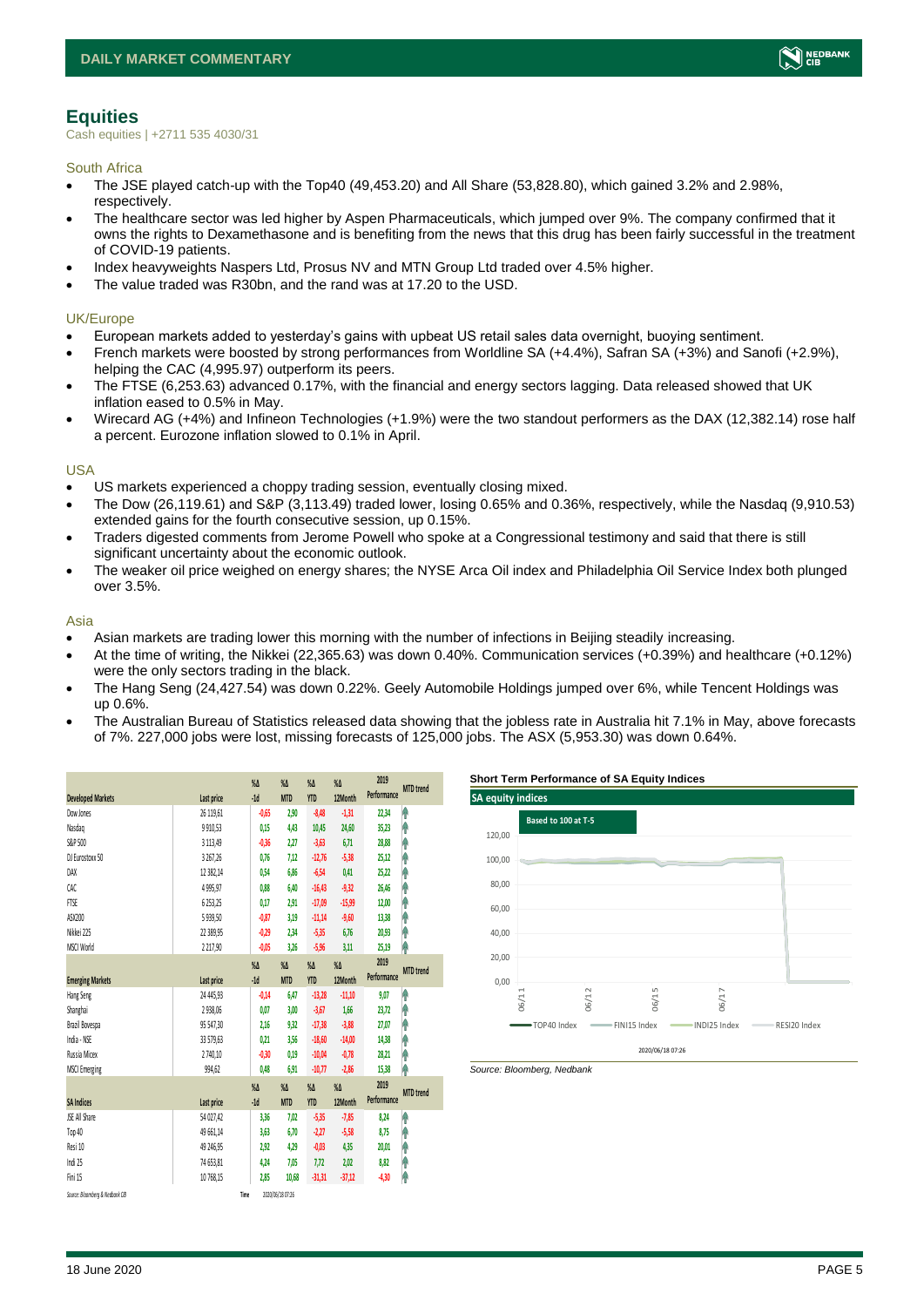## Equities

Cash equities | +2711 535 4030/31

### South Africa

- The JSE played catch-up with the Top40 (49,453.20) and All Share (53,828.80), which gained 3.2% and 2.98%, respectively.
- The healthcare sector was led higher by Aspen Pharmaceuticals, which jumped over 9%. The company confirmed that it owns the rights to Dexamethasone and is benefiting from the news that this drug has been fairly successful in the treatment of COVID-19 patients.
- Index heavyweights Naspers Ltd, Prosus NV and MTN Group Ltd traded over 4.5% higher.
- The value traded was R30bn, and the rand was at 17.20 to the USD.

### UK/Europe

- European markets added to yesterday's gains with upbeat US retail sales data overnight, buoying sentiment.
- French markets were boosted by strong performances from Worldline SA (+4.4%), Safran SA (+3%) and Sanofi (+2.9%), helping the CAC (4,995.97) outperform its peers.
- The FTSE (6,253.63) advanced 0.17%, with the financial and energy sectors lagging. Data released showed that UK inflation eased to 0.5% in May.
- Wirecard AG (+4%) and Infineon Technologies (+1.9%) were the two standout performers as the DAX (12,382.14) rose half a percent. Eurozone inflation slowed to 0.1% in April.

### USA

- US markets experienced a choppy trading session, eventually closing mixed.
- The Dow (26,119.61) and S&P (3,113.49) traded lower, losing 0.65% and 0.36%, respectively, while the Nasdaq (9,910.53) extended gains for the fourth consecutive session, up 0.15%.
- Traders digested comments from Jerome Powell who spoke at a Congressional testimony and said that there is still significant uncertainty about the economic outlook.
- The weaker oil price weighed on energy shares; the NYSE Arca Oil index and Philadelphia Oil Service Index both plunged over 3.5%.

### Asia

- Asian markets are trading lower this morning with the number of infections in Beijing steadily increasing.
- At the time of writing, the Nikkei (22,365.63) was down 0.40%. Communication services (+0.39%) and healthcare (+0.12%) were the only sectors trading in the black.
- The Hang Seng (24,427.54) was down 0.22%. Geely Automobile Holdings jumped over 6%, while Tencent Holdings was up 0.6%.
- The Australian Bureau of Statistics released data showing that the jobless rate in Australia hit 7.1% in May, above forecasts of 7%. 227,000 jobs were lost, missing forecasts of 125,000 jobs. The ASX (5,953.30) was down 0.64%.

| Developed Markets | Last price | %Δ -1d | %Δ MTD | %Δ YTD | %Δ 12Month | 2019 Performance | MTD trend |
|---|---|---|---|---|---|---|---|
| Dow Jones | 26 119,61 | -0,65 | 2,90 | -8,48 | -1,31 | 22,34 | ↑ |
| Nasdaq | 9 910,53 | 0,15 | 4,43 | 10,45 | 24,60 | 35,23 | ↑ |
| S&P 500 | 3 113,49 | -0,36 | 2,27 | -3,63 | 6,71 | 28,88 | ↑ |
| DJ Eurostoxx 50 | 3 267,26 | 0,76 | 7,12 | -12,76 | -5,38 | 25,12 | ↑ |
| DAX | 12 382,14 | 0,54 | 6,86 | -6,54 | 0,41 | 25,22 | ↑ |
| CAC | 4 995,97 | 0,88 | 6,40 | -16,43 | -9,32 | 26,46 | ↑ |
| FTSE | 6 253,25 | 0,17 | 2,91 | -17,09 | -15,99 | 12,00 | ↑ |
| ASX200 | 5 939,50 | -0,87 | 3,19 | -11,14 | -9,60 | 13,38 | ↑ |
| Nikkei 225 | 22 389,95 | -0,29 | 2,34 | -5,35 | 6,76 | 20,93 | ↑ |
| MSCI World | 2 217,90 | -0,05 | 3,26 | -5,96 | 3,11 | 25,19 | ↑ |
| **Emerging Markets** | **Last price** | **%Δ -1d** | **%Δ MTD** | **%Δ YTD** | **%Δ 12Month** | **2019 Performance** | **MTD trend** |
| Hang Seng | 24 445,93 | -0,14 | 6,47 | -13,28 | -11,10 | 9,07 | ↑ |
| Shanghai | 2 938,06 | 0,07 | 3,00 | -3,67 | 1,66 | 23,72 | ↑ |
| Brazil Bovespa | 95 547,30 | 2,16 | 9,32 | -17,38 | -3,88 | 27,07 | ↑ |
| India - NSE | 33 579,63 | 0,21 | 3,56 | -18,60 | -14,00 | 14,38 | ↑ |
| Russia Micex | 2 740,10 | -0,30 | 0,19 | -10,04 | -0,78 | 28,21 | ↑ |
| MSCI Emerging | 994,62 | 0,48 | 6,91 | -10,77 | -2,86 | 15,38 | ↑ |
| **SA Indices** | **Last price** | **%Δ -1d** | **%Δ MTD** | **%Δ YTD** | **%Δ 12Month** | **2019 Performance** | **MTD trend** |
| JSE All Share | 54 027,42 | 3,36 | 7,02 | -5,35 | -7,85 | 8,24 | ↑ |
| Top 40 | 49 661,14 | 3,63 | 6,70 | -2,27 | -5,58 | 8,75 | ↑ |
| Resi 10 | 49 246,95 | 2,92 | 4,29 | -0,03 | 4,35 | 20,01 | ↑ |
| Indi 25 | 74 653,81 | 4,24 | 7,05 | 7,72 | 2,02 | 8,82 | ↑ |
| Fini 15 | 10 768,15 | 2,85 | 10,68 | -31,31 | -37,12 | -4,30 | ↑ |

Source: Bloomberg & Nedbank CIB     Time 2020/06/18 07:26

**Short Term Performance of SA Equity Indices**

*Source: Bloomberg, Nedbank*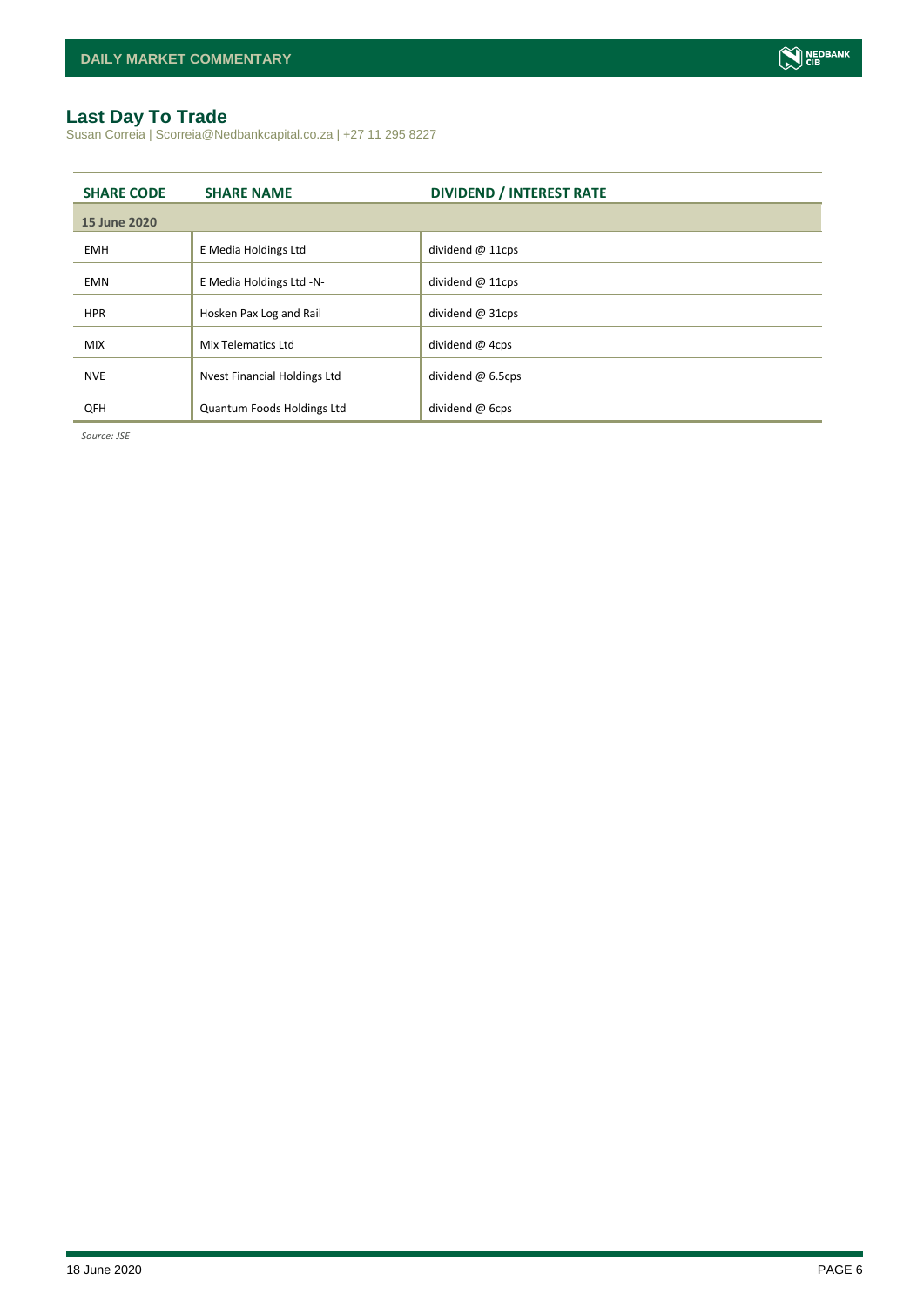## Last Day To Trade

Susan Correia | Scorreia@Nedbankcapital.co.za | +27 11 295 8227

| SHARE CODE | SHARE NAME | DIVIDEND / INTEREST RATE |
|---|---|---|
| **15 June 2020** | | |
| EMH | E Media Holdings Ltd | dividend @ 11cps |
| EMN | E Media Holdings Ltd -N- | dividend @ 11cps |
| HPR | Hosken Pax Log and Rail | dividend @ 31cps |
| MIX | Mix Telematics Ltd | dividend @ 4cps |
| NVE | Nvest Financial Holdings Ltd | dividend @ 6.5cps |
| QFH | Quantum Foods Holdings Ltd | dividend @ 6cps |

*Source: JSE*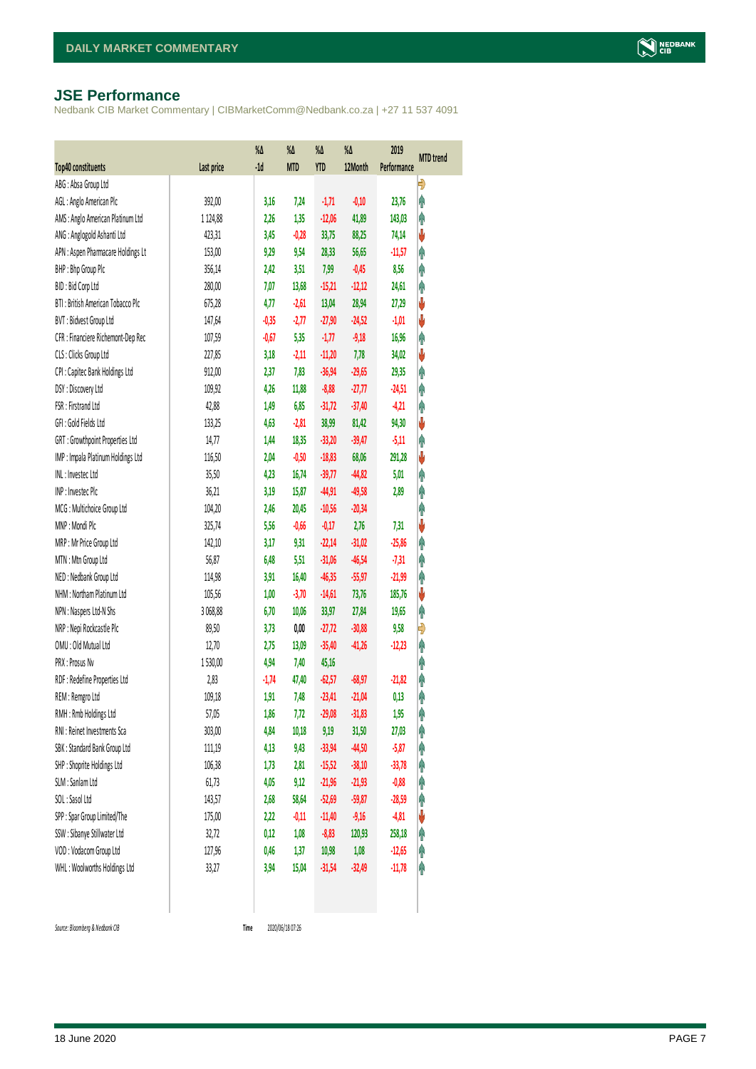## JSE Performance

Nedbank CIB Market Commentary | CIBMarketComm@Nedbank.co.za | +27 11 537 4091

| Top40 constituents | Last price | %Δ -1d | %Δ MTD | %Δ YTD | %Δ 12Month | 2019 Performance | MTD trend |
|---|---|---|---|---|---|---|---|
| ABG : Absa Group Ltd | | | | | | | ⇨ |
| AGL : Anglo American Plc | 392,00 | 3,16 | 7,24 | -1,71 | -0,10 | 23,76 | ⇑ |
| AMS : Anglo American Platinum Ltd | 1 124,88 | 2,26 | 1,35 | -12,06 | 41,89 | 143,03 | ⇑ |
| ANG : Anglogold Ashanti Ltd | 423,31 | 3,45 | -0,28 | 33,75 | 88,25 | 74,14 | ⇓ |
| APN : Aspen Pharmacare Holdings Lt | 153,00 | 9,29 | 9,54 | 28,33 | 56,65 | -11,57 | ⇑ |
| BHP : Bhp Group Plc | 356,14 | 2,42 | 3,51 | 7,99 | -0,45 | 8,56 | ⇑ |
| BID : Bid Corp Ltd | 280,00 | 7,07 | 13,68 | -15,21 | -12,12 | 24,61 | ⇑ |
| BTI : British American Tobacco Plc | 675,28 | 4,77 | -2,61 | 13,04 | 28,94 | 27,29 | ⇓ |
| BVT : Bidvest Group Ltd | 147,64 | -0,35 | -2,77 | -27,90 | -24,52 | -1,01 | ⇓ |
| CFR : Financiere Richemont-Dep Rec | 107,59 | -0,67 | 5,35 | -1,77 | -9,18 | 16,96 | ⇑ |
| CLS : Clicks Group Ltd | 227,85 | 3,18 | -2,11 | -11,20 | 7,78 | 34,02 | ⇓ |
| CPI : Capitec Bank Holdings Ltd | 912,00 | 2,37 | 7,83 | -36,94 | -29,65 | 29,35 | ⇑ |
| DSY : Discovery Ltd | 109,92 | 4,26 | 11,88 | -8,88 | -27,77 | -24,51 | ⇑ |
| FSR : Firstrand Ltd | 42,88 | 1,49 | 6,85 | -31,72 | -37,40 | -4,21 | ⇑ |
| GFI : Gold Fields Ltd | 133,25 | 4,63 | -2,81 | 38,99 | 81,42 | 94,30 | ⇓ |
| GRT : Growthpoint Properties Ltd | 14,77 | 1,44 | 18,35 | -33,20 | -39,47 | -5,11 | ⇑ |
| IMP : Impala Platinum Holdings Ltd | 116,50 | 2,04 | -0,50 | -18,83 | 68,06 | 291,28 | ⇓ |
| INL : Investec Ltd | 35,50 | 4,23 | 16,74 | -39,77 | -44,82 | 5,01 | ⇑ |
| INP : Investec Plc | 36,21 | 3,19 | 15,87 | -44,91 | -49,58 | 2,89 | ⇑ |
| MCG : Multichoice Group Ltd | 104,20 | 2,46 | 20,45 | -10,56 | -20,34 | | ⇑ |
| MNP : Mondi Plc | 325,74 | 5,56 | -0,66 | -0,17 | 2,76 | 7,31 | ⇓ |
| MRP : Mr Price Group Ltd | 142,10 | 3,17 | 9,31 | -22,14 | -31,02 | -25,86 | ⇑ |
| MTN : Mtn Group Ltd | 56,87 | 6,48 | 5,51 | -31,06 | -46,54 | -7,31 | ⇑ |
| NED : Nedbank Group Ltd | 114,98 | 3,91 | 16,40 | -46,35 | -55,97 | -21,99 | ⇑ |
| NHM : Northam Platinum Ltd | 105,56 | 1,00 | -3,70 | -14,61 | 73,76 | 185,76 | ⇓ |
| NPN : Naspers Ltd-N Shs | 3 068,88 | 6,70 | 10,06 | 33,97 | 27,84 | 19,65 | ⇑ |
| NRP : Nepi Rockcastle Plc | 89,50 | 3,73 | 0,00 | -27,72 | -30,88 | 9,58 | ⇨ |
| OMU : Old Mutual Ltd | 12,70 | 2,75 | 13,09 | -35,40 | -41,26 | -12,23 | ⇑ |
| PRX : Prosus Nv | 1 530,00 | 4,94 | 7,40 | 45,16 | | | ⇑ |
| RDF : Redefine Properties Ltd | 2,83 | -1,74 | 47,40 | -62,57 | -68,97 | -21,82 | ⇑ |
| REM : Remgro Ltd | 109,18 | 1,91 | 7,48 | -23,41 | -21,04 | 0,13 | ⇑ |
| RMH : Rmb Holdings Ltd | 57,05 | 1,86 | 7,72 | -29,08 | -31,83 | 1,95 | ⇑ |
| RNI : Reinet Investments Sca | 303,00 | 4,84 | 10,18 | 9,19 | 31,50 | 27,03 | ⇑ |
| SBK : Standard Bank Group Ltd | 111,19 | 4,13 | 9,43 | -33,94 | -44,50 | -5,87 | ⇑ |
| SHP : Shoprite Holdings Ltd | 106,38 | 1,73 | 2,81 | -15,52 | -38,10 | -33,78 | ⇑ |
| SLM : Sanlam Ltd | 61,73 | 4,05 | 9,12 | -21,96 | -21,93 | -0,88 | ⇑ |
| SOL : Sasol Ltd | 143,57 | 2,68 | 58,64 | -52,69 | -59,87 | -28,59 | ⇑ |
| SPP : Spar Group Limited/The | 175,00 | 2,22 | -0,11 | -11,40 | -9,16 | -4,81 | ⇓ |
| SSW : Sibanye Stillwater Ltd | 32,72 | 0,12 | 1,08 | -8,83 | 120,93 | 258,18 | ⇑ |
| VOD : Vodacom Group Ltd | 127,96 | 0,46 | 1,37 | 10,98 | 1,08 | -12,65 | ⇑ |
| WHL : Woolworths Holdings Ltd | 33,27 | 3,94 | 15,04 | -31,54 | -32,49 | -11,78 | ⇑ |

*Source: Bloomberg & Nedbank CIB* Time 2020/06/18 07:26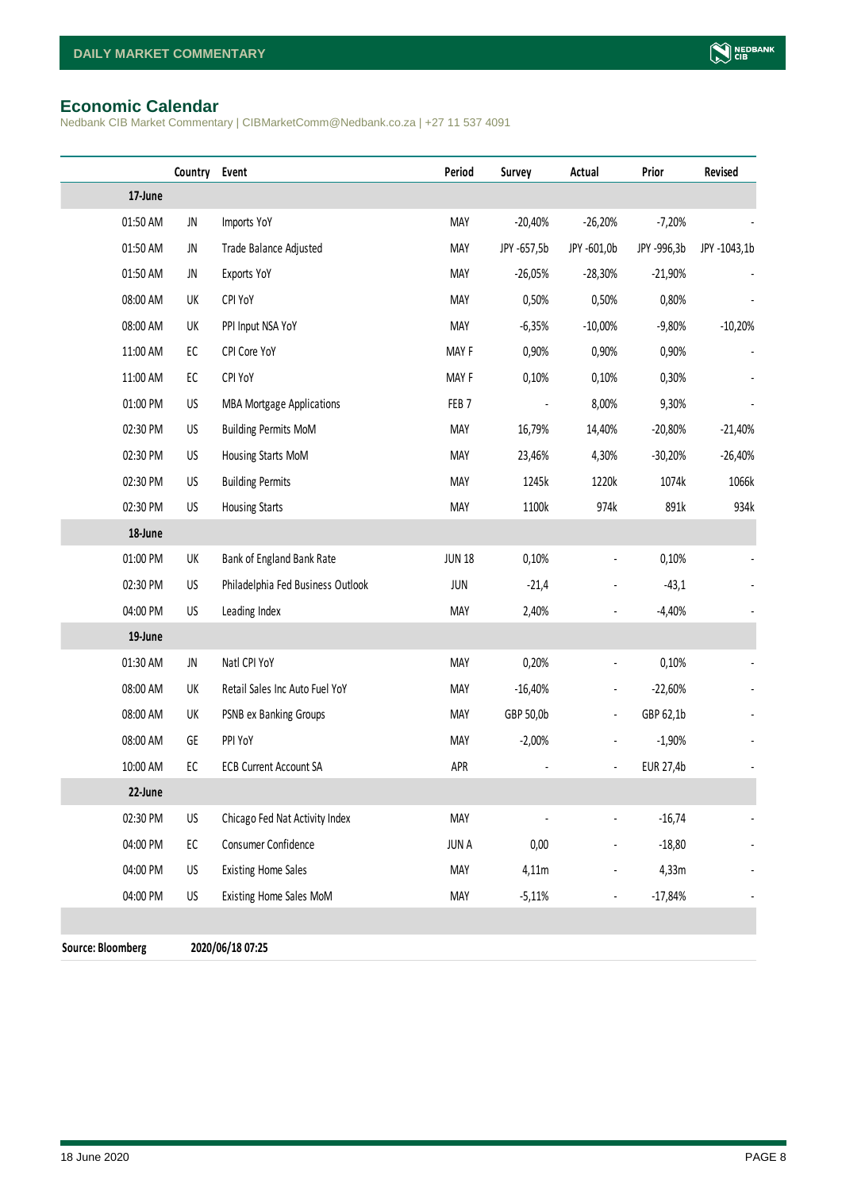## Economic Calendar

Nedbank CIB Market Commentary | CIBMarketComm@Nedbank.co.za | +27 11 537 4091

| | Country | Event | Period | Survey | Actual | Prior | Revised |
|---|---|---|---|---|---|---|---|
| **17-June** | | | | | | | |
| 01:50 AM | JN | Imports YoY | MAY | -20,40% | -26,20% | -7,20% | - |
| 01:50 AM | JN | Trade Balance Adjusted | MAY | JPY -657,5b | JPY -601,0b | JPY -996,3b | JPY -1043,1b |
| 01:50 AM | JN | Exports YoY | MAY | -26,05% | -28,30% | -21,90% | - |
| 08:00 AM | UK | CPI YoY | MAY | 0,50% | 0,50% | 0,80% | - |
| 08:00 AM | UK | PPI Input NSA YoY | MAY | -6,35% | -10,00% | -9,80% | -10,20% |
| 11:00 AM | EC | CPI Core YoY | MAY F | 0,90% | 0,90% | 0,90% | - |
| 11:00 AM | EC | CPI YoY | MAY F | 0,10% | 0,10% | 0,30% | - |
| 01:00 PM | US | MBA Mortgage Applications | FEB 7 | - | 8,00% | 9,30% | - |
| 02:30 PM | US | Building Permits MoM | MAY | 16,79% | 14,40% | -20,80% | -21,40% |
| 02:30 PM | US | Housing Starts MoM | MAY | 23,46% | 4,30% | -30,20% | -26,40% |
| 02:30 PM | US | Building Permits | MAY | 1245k | 1220k | 1074k | 1066k |
| 02:30 PM | US | Housing Starts | MAY | 1100k | 974k | 891k | 934k |
| **18-June** | | | | | | | |
| 01:00 PM | UK | Bank of England Bank Rate | JUN 18 | 0,10% | - | 0,10% | - |
| 02:30 PM | US | Philadelphia Fed Business Outlook | JUN | -21,4 | - | -43,1 | - |
| 04:00 PM | US | Leading Index | MAY | 2,40% | - | -4,40% | - |
| **19-June** | | | | | | | |
| 01:30 AM | JN | Natl CPI YoY | MAY | 0,20% | - | 0,10% | - |
| 08:00 AM | UK | Retail Sales Inc Auto Fuel YoY | MAY | -16,40% | - | -22,60% | - |
| 08:00 AM | UK | PSNB ex Banking Groups | MAY | GBP 50,0b | - | GBP 62,1b | - |
| 08:00 AM | GE | PPI YoY | MAY | -2,00% | - | -1,90% | - |
| 10:00 AM | EC | ECB Current Account SA | APR | - | - | EUR 27,4b | - |
| **22-June** | | | | | | | |
| 02:30 PM | US | Chicago Fed Nat Activity Index | MAY | - | - | -16,74 | - |
| 04:00 PM | EC | Consumer Confidence | JUN A | 0,00 | - | -18,80 | - |
| 04:00 PM | US | Existing Home Sales | MAY | 4,11m | - | 4,33m | - |
| 04:00 PM | US | Existing Home Sales MoM | MAY | -5,11% | - | -17,84% | - |

**Source: Bloomberg** **2020/06/18 07:25**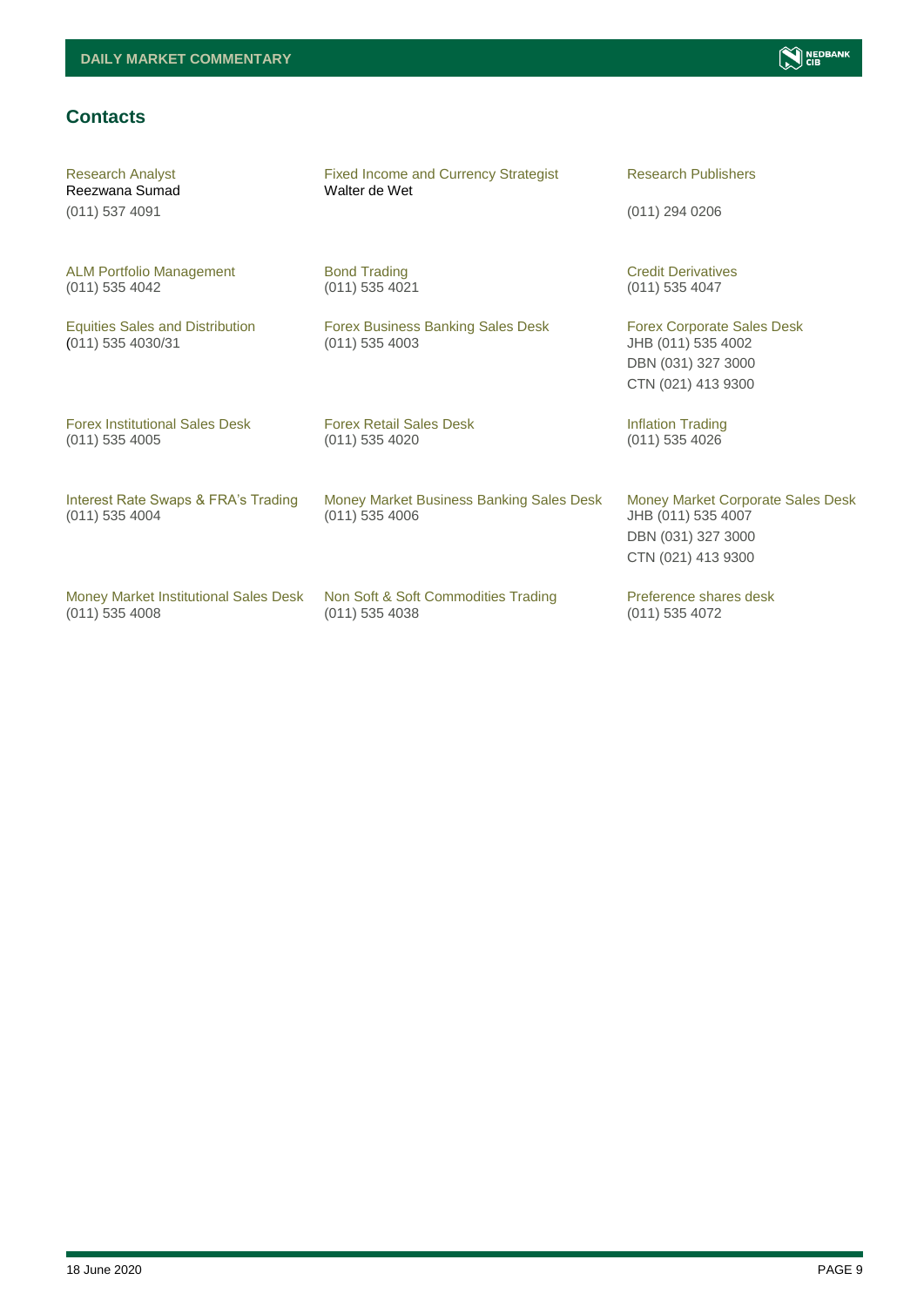## Contacts

Research Analyst
Reezwana Sumad
(011) 537 4091

Fixed Income and Currency Strategist
Walter de Wet

Research Publishers
(011) 294 0206

ALM Portfolio Management
(011) 535 4042

Bond Trading
(011) 535 4021

Credit Derivatives
(011) 535 4047

Equities Sales and Distribution
(011) 535 4030/31

Forex Business Banking Sales Desk
(011) 535 4003

Forex Corporate Sales Desk
JHB (011) 535 4002
DBN (031) 327 3000
CTN (021) 413 9300

Forex Institutional Sales Desk
(011) 535 4005

Forex Retail Sales Desk
(011) 535 4020

Inflation Trading
(011) 535 4026

Interest Rate Swaps & FRA's Trading
(011) 535 4004

Money Market Business Banking Sales Desk
(011) 535 4006

Money Market Corporate Sales Desk
JHB (011) 535 4007
DBN (031) 327 3000
CTN (021) 413 9300

Money Market Institutional Sales Desk
(011) 535 4008

Non Soft & Soft Commodities Trading
(011) 535 4038

Preference shares desk
(011) 535 4072